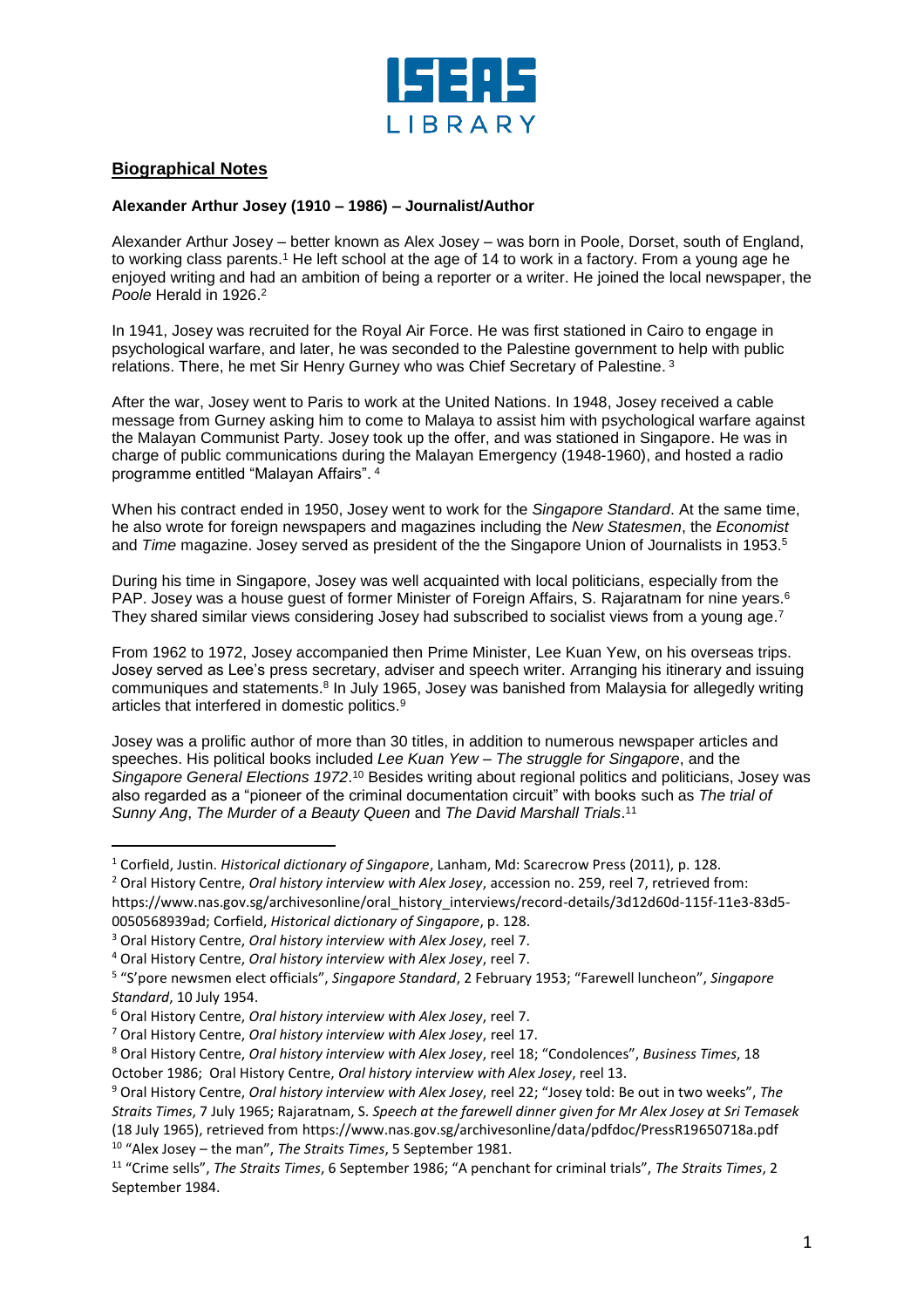## Biographical Notes

### Alexander Arthur Josey (1910 – 1986) – Journalist/Author

Alexander Arthur Josey – better known as Alex Josey – was born in Poole, Dorset, south of England, to working class parents.[1] He left school at the age of 14 to work in a factory. From a young age he enjoyed writing and had an ambition of being a reporter or a writer. He joined the local newspaper, the *Poole* Herald in 1926.[2]

In 1941, Josey was recruited for the Royal Air Force. He was first stationed in Cairo to engage in psychological warfare, and later, he was seconded to the Palestine government to help with public relations. There, he met Sir Henry Gurney who was Chief Secretary of Palestine. [3]

After the war, Josey went to Paris to work at the United Nations. In 1948, Josey received a cable message from Gurney asking him to come to Malaya to assist him with psychological warfare against the Malayan Communist Party. Josey took up the offer, and was stationed in Singapore. He was in charge of public communications during the Malayan Emergency (1948-1960), and hosted a radio programme entitled "Malayan Affairs". [4]

When his contract ended in 1950, Josey went to work for the *Singapore Standard*. At the same time, he also wrote for foreign newspapers and magazines including the *New Statesmen*, the *Economist* and *Time* magazine. Josey served as president of the the Singapore Union of Journalists in 1953.[5]

During his time in Singapore, Josey was well acquainted with local politicians, especially from the PAP. Josey was a house guest of former Minister of Foreign Affairs, S. Rajaratnam for nine years.[6] They shared similar views considering Josey had subscribed to socialist views from a young age.[7]

From 1962 to 1972, Josey accompanied then Prime Minister, Lee Kuan Yew, on his overseas trips. Josey served as Lee's press secretary, adviser and speech writer. Arranging his itinerary and issuing communiques and statements.[8] In July 1965, Josey was banished from Malaysia for allegedly writing articles that interfered in domestic politics.[9]

Josey was a prolific author of more than 30 titles, in addition to numerous newspaper articles and speeches. His political books included *Lee Kuan Yew – The struggle for Singapore*, and the *Singapore General Elections 1972*.[10] Besides writing about regional politics and politicians, Josey was also regarded as a "pioneer of the criminal documentation circuit" with books such as *The trial of Sunny Ang*, *The Murder of a Beauty Queen* and *The David Marshall Trials*.[11]

---

[1] Corfield, Justin. *Historical dictionary of Singapore*, Lanham, Md: Scarecrow Press (2011), p. 128.

[2] Oral History Centre, *Oral history interview with Alex Josey*, accession no. 259, reel 7, retrieved from: https://www.nas.gov.sg/archivesonline/oral_history_interviews/record-details/3d12d60d-115f-11e3-83d5-0050568939ad; Corfield, *Historical dictionary of Singapore*, p. 128.

[3] Oral History Centre, *Oral history interview with Alex Josey*, reel 7.

[4] Oral History Centre, *Oral history interview with Alex Josey*, reel 7.

[5] "S'pore newsmen elect officials", *Singapore Standard*, 2 February 1953; "Farewell luncheon", *Singapore Standard*, 10 July 1954.

[6] Oral History Centre, *Oral history interview with Alex Josey*, reel 7.

[7] Oral History Centre, *Oral history interview with Alex Josey*, reel 17.

[8] Oral History Centre, *Oral history interview with Alex Josey*, reel 18; "Condolences", *Business Times*, 18 October 1986; Oral History Centre, *Oral history interview with Alex Josey*, reel 13.

[9] Oral History Centre, *Oral history interview with Alex Josey*, reel 22; "Josey told: Be out in two weeks", *The Straits Times*, 7 July 1965; Rajaratnam, S. *Speech at the farewell dinner given for Mr Alex Josey at Sri Temasek* (18 July 1965), retrieved from https://www.nas.gov.sg/archivesonline/data/pdfdoc/PressR19650718a.pdf

[10] "Alex Josey – the man", *The Straits Times*, 5 September 1981.

[11] "Crime sells", *The Straits Times*, 6 September 1986; "A penchant for criminal trials", *The Straits Times*, 2 September 1984.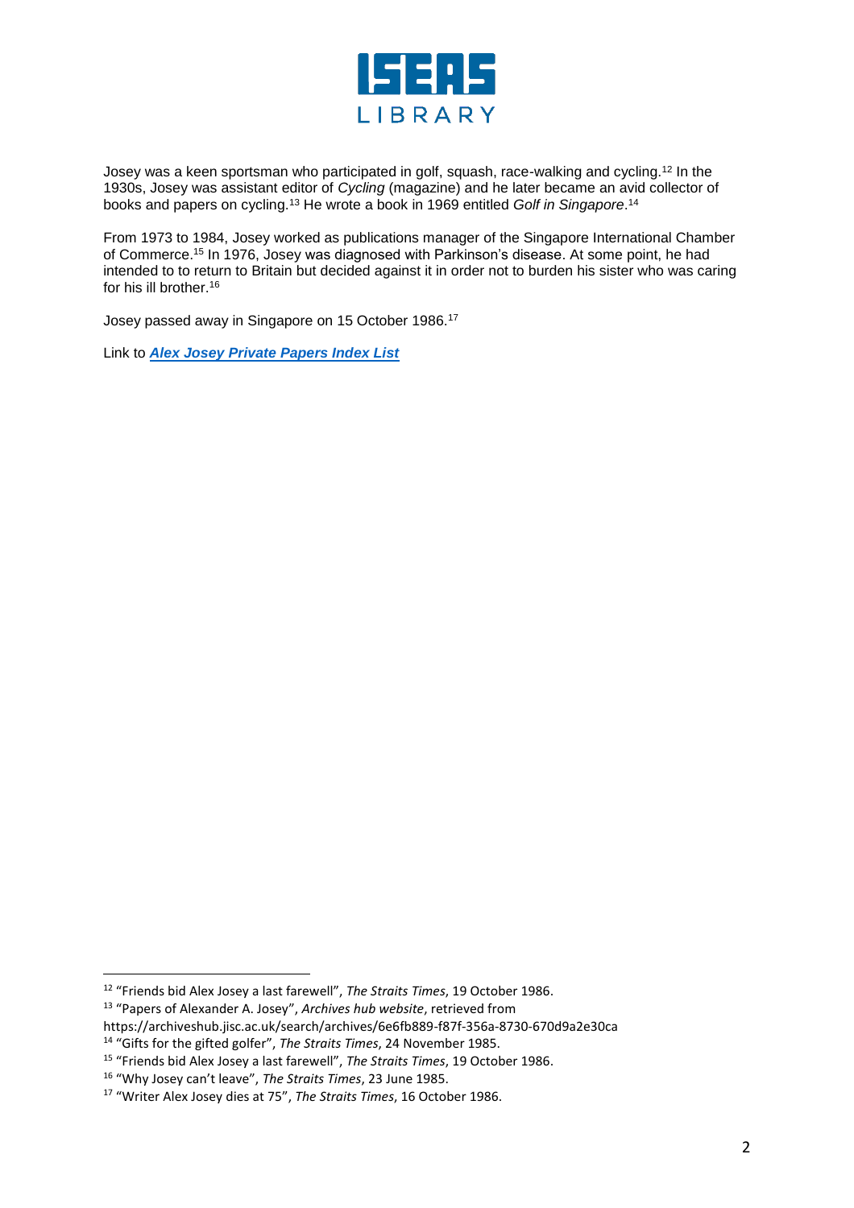Josey was a keen sportsman who participated in golf, squash, race-walking and cycling.[12] In the 1930s, Josey was assistant editor of *Cycling* (magazine) and he later became an avid collector of books and papers on cycling.[13] He wrote a book in 1969 entitled *Golf in Singapore*.[14]

From 1973 to 1984, Josey worked as publications manager of the Singapore International Chamber of Commerce.[15] In 1976, Josey was diagnosed with Parkinson's disease. At some point, he had intended to to return to Britain but decided against it in order not to burden his sister who was caring for his ill brother.[16]

Josey passed away in Singapore on 15 October 1986.[17]

Link to ***Alex Josey Private Papers Index List***

---

[12] "Friends bid Alex Josey a last farewell", *The Straits Times*, 19 October 1986.

[13] "Papers of Alexander A. Josey", *Archives hub website*, retrieved from https://archiveshub.jisc.ac.uk/search/archives/6e6fb889-f87f-356a-8730-670d9a2e30ca

[14] "Gifts for the gifted golfer", *The Straits Times*, 24 November 1985.

[15] "Friends bid Alex Josey a last farewell", *The Straits Times*, 19 October 1986.

[16] "Why Josey can't leave", *The Straits Times*, 23 June 1985.

[17] "Writer Alex Josey dies at 75", *The Straits Times*, 16 October 1986.